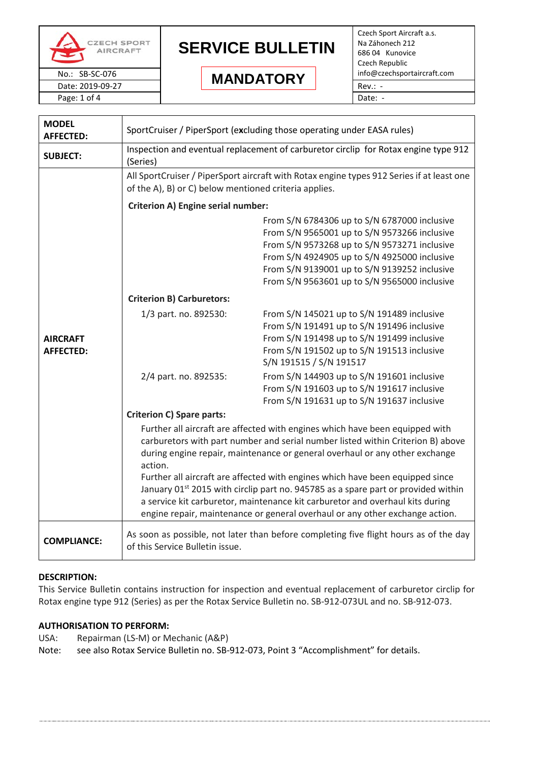| CZECH SPORT AIRCRAFT | **SERVICE BULLETIN** | Czech Sport Aircraft a.s.<br>Na Záhonech 212<br>686 04 Kunovice<br>Czech Republic<br>info@czechsportaircraft.com |
|---|---|---|
| No.: SB-SC-076 | **MANDATORY** | |
| Date: 2019-09-27 | | Rev.: - |
| Page: 1 of 4 | | Date: - |

| **MODEL AFFECTED:** | SportCruiser / PiperSport (e**x**cluding those operating under EASA rules) | |
|---|---|---|
| **SUBJECT:** | Inspection and eventual replacement of carburetor circlip for Rotax engine type 912 (Series) | |
| **AIRCRAFT AFFECTED:** | All SportCruiser / PiperSport aircraft with Rotax engine types 912 Series if at least one of the A), B) or C) below mentioned criteria applies. | |
| | **Criterion A) Engine serial number:** | |
| | | From S/N 6784306 up to S/N 6787000 inclusive<br>From S/N 9565001 up to S/N 9573266 inclusive<br>From S/N 9573268 up to S/N 9573271 inclusive<br>From S/N 4924905 up to S/N 4925000 inclusive<br>From S/N 9139001 up to S/N 9139252 inclusive<br>From S/N 9563601 up to S/N 9565000 inclusive |
| | **Criterion B) Carburetors:** | |
| | 1/3 part. no. 892530: | From S/N 145021 up to S/N 191489 inclusive<br>From S/N 191491 up to S/N 191496 inclusive<br>From S/N 191498 up to S/N 191499 inclusive<br>From S/N 191502 up to S/N 191513 inclusive<br>S/N 191515 / S/N 191517 |
| | 2/4 part. no. 892535: | From S/N 144903 up to S/N 191601 inclusive<br>From S/N 191603 up to S/N 191617 inclusive<br>From S/N 191631 up to S/N 191637 inclusive |
| | **Criterion C) Spare parts:** | |
| | Further all aircraft are affected with engines which have been equipped with carburetors with part number and serial number listed within Criterion B) above during engine repair, maintenance or general overhaul or any other exchange action.<br>Further all aircraft are affected with engines which have been equipped since January 01st 2015 with circlip part no. 945785 as a spare part or provided within a service kit carburetor, maintenance kit carburetor and overhaul kits during engine repair, maintenance or general overhaul or any other exchange action. | |
| **COMPLIANCE:** | As soon as possible, not later than before completing five flight hours as of the day of this Service Bulletin issue. | |

**DESCRIPTION:**

This Service Bulletin contains instruction for inspection and eventual replacement of carburetor circlip for Rotax engine type 912 (Series) as per the Rotax Service Bulletin no. SB-912-073UL and no. SB-912-073.

**AUTHORISATION TO PERFORM:**

USA: Repairman (LS-M) or Mechanic (A&P)

Note: see also Rotax Service Bulletin no. SB-912-073, Point 3 "Accomplishment" for details.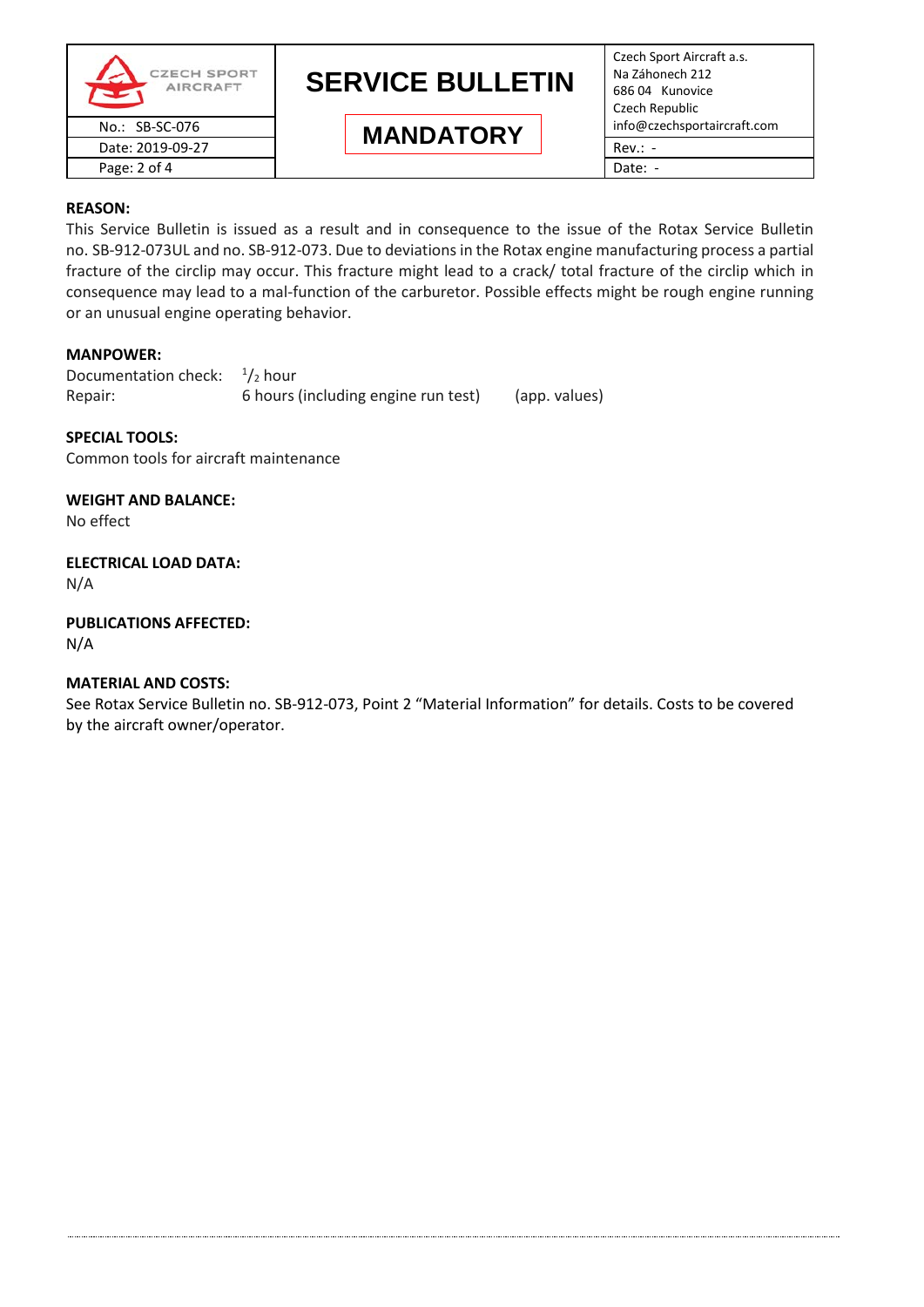**REASON:**

This Service Bulletin is issued as a result and in consequence to the issue of the Rotax Service Bulletin no. SB-912-073UL and no. SB-912-073. Due to deviations in the Rotax engine manufacturing process a partial fracture of the circlip may occur. This fracture might lead to a crack/ total fracture of the circlip which in consequence may lead to a mal-function of the carburetor. Possible effects might be rough engine running or an unusual engine operating behavior.

**MANPOWER:**

| | | |
|---|---|---|
| Documentation check: | $^1/_2$ hour | |
| Repair: | 6 hours (including engine run test) | (app. values) |

**SPECIAL TOOLS:**

Common tools for aircraft maintenance

**WEIGHT AND BALANCE:**

No effect

**ELECTRICAL LOAD DATA:**

N/A

**PUBLICATIONS AFFECTED:**

N/A

**MATERIAL AND COSTS:**

See Rotax Service Bulletin no. SB-912-073, Point 2 "Material Information" for details. Costs to be covered by the aircraft owner/operator.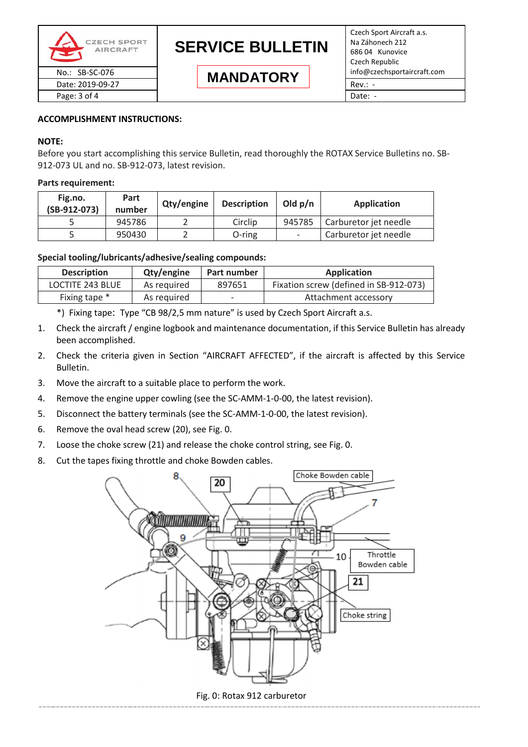## ACCOMPLISHMENT INSTRUCTIONS:

**NOTE:**
Before you start accomplishing this service Bulletin, read thoroughly the ROTAX Service Bulletins no. SB-912-073 UL and no. SB-912-073, latest revision.

**Parts requirement:**

| Fig.no. (SB-912-073) | Part number | Qty/engine | Description | Old p/n | Application |
|---|---|---|---|---|---|
| 5 | 945786 | 2 | Circlip | 945785 | Carburetor jet needle |
| 5 | 950430 | 2 | O-ring | - | Carburetor jet needle |

**Special tooling/lubricants/adhesive/sealing compounds:**

| Description | Qty/engine | Part number | Application |
|---|---|---|---|
| LOCTITE 243 BLUE | As required | 897651 | Fixation screw (defined in SB-912-073) |
| Fixing tape * | As required | - | Attachment accessory |

*) Fixing tape: Type "CB 98/2,5 mm nature" is used by Czech Sport Aircraft a.s.

1. Check the aircraft / engine logbook and maintenance documentation, if this Service Bulletin has already been accomplished.
2. Check the criteria given in Section "AIRCRAFT AFFECTED", if the aircraft is affected by this Service Bulletin.
3. Move the aircraft to a suitable place to perform the work.
4. Remove the engine upper cowling (see the SC-AMM-1-0-00, the latest revision).
5. Disconnect the battery terminals (see the SC-AMM-1-0-00, the latest revision).
6. Remove the oval head screw (20), see Fig. 0.
7. Loose the choke screw (21) and release the choke control string, see Fig. 0.
8. Cut the tapes fixing throttle and choke Bowden cables.

Fig. 0: Rotax 912 carburetor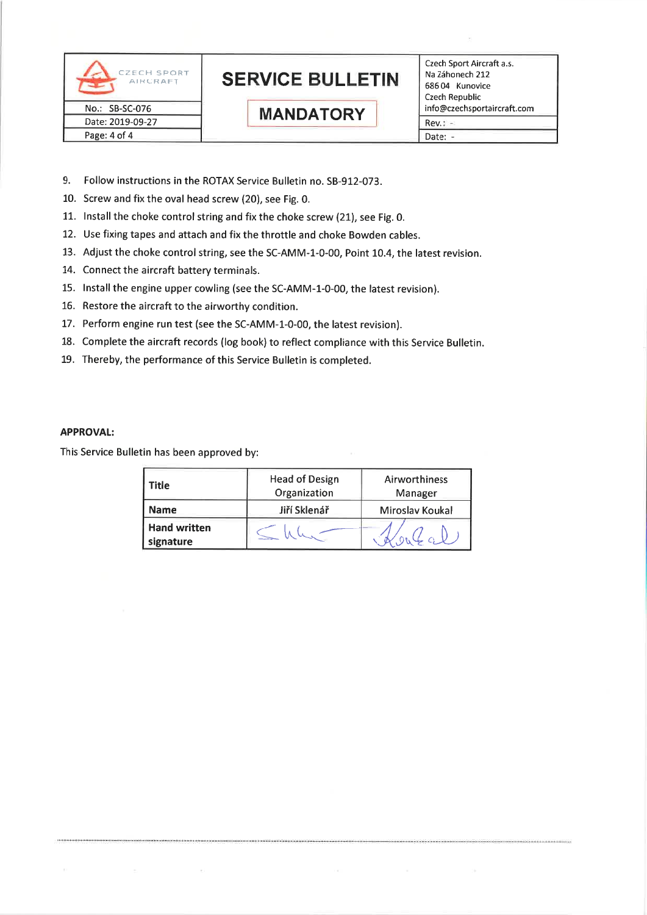9. Follow instructions in the ROTAX Service Bulletin no. SB-912-073.
10. Screw and fix the oval head screw (20), see Fig. 0.
11. Install the choke control string and fix the choke screw (21), see Fig. 0.
12. Use fixing tapes and attach and fix the throttle and choke Bowden cables.
13. Adjust the choke control string, see the SC-AMM-1-0-00, Point 10.4, the latest revision.
14. Connect the aircraft battery terminals.
15. Install the engine upper cowling (see the SC-AMM-1-0-00, the latest revision).
16. Restore the aircraft to the airworthy condition.
17. Perform engine run test (see the SC-AMM-1-0-00, the latest revision).
18. Complete the aircraft records (log book) to reflect compliance with this Service Bulletin.
19. Thereby, the performance of this Service Bulletin is completed.

**APPROVAL:**

This Service Bulletin has been approved by:

| | | |
|---|---|---|
| **Title** | Head of Design Organization | Airworthiness Manager |
| **Name** | Jiří Sklenář | Miroslav Koukal |
| **Hand written signature** | | |